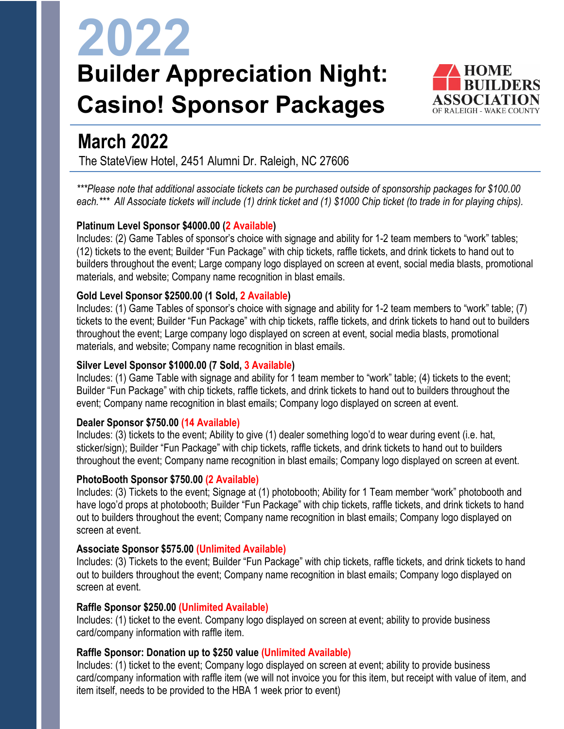# 2022

# Builder Appreciation Night: Casino! Sponsor Packages

HOME BUILDERS ASSOCIATION OF RALEIGH - WAKE COUNTY

## March 2022

The StateView Hotel, 2451 Alumni Dr. Raleigh, NC 27606

*\*\*\*Please note that additional associate tickets can be purchased outside of sponsorship packages for $100.00 each.\*\*\* All Associate tickets will include (1) drink ticket and (1) $1000 Chip ticket (to trade in for playing chips).*

**Platinum Level Sponsor $4000.00 (2 Available)**

Includes: (2) Game Tables of sponsor's choice with signage and ability for 1-2 team members to "work" tables; (12) tickets to the event; Builder "Fun Package" with chip tickets, raffle tickets, and drink tickets to hand out to builders throughout the event; Large company logo displayed on screen at event, social media blasts, promotional materials, and website; Company name recognition in blast emails.

**Gold Level Sponsor $2500.00 (1 Sold, 2 Available)**

Includes: (1) Game Tables of sponsor's choice with signage and ability for 1-2 team members to "work" table; (7) tickets to the event; Builder "Fun Package" with chip tickets, raffle tickets, and drink tickets to hand out to builders throughout the event; Large company logo displayed on screen at event, social media blasts, promotional materials, and website; Company name recognition in blast emails.

**Silver Level Sponsor $1000.00 (7 Sold, 3 Available)**

Includes: (1) Game Table with signage and ability for 1 team member to "work" table; (4) tickets to the event; Builder "Fun Package" with chip tickets, raffle tickets, and drink tickets to hand out to builders throughout the event; Company name recognition in blast emails; Company logo displayed on screen at event.

**Dealer Sponsor $750.00 (14 Available)**

Includes: (3) tickets to the event; Ability to give (1) dealer something logo'd to wear during event (i.e. hat, sticker/sign); Builder "Fun Package" with chip tickets, raffle tickets, and drink tickets to hand out to builders throughout the event; Company name recognition in blast emails; Company logo displayed on screen at event.

**PhotoBooth Sponsor $750.00 (2 Available)**

Includes: (3) Tickets to the event; Signage at (1) photobooth; Ability for 1 Team member "work" photobooth and have logo'd props at photobooth; Builder "Fun Package" with chip tickets, raffle tickets, and drink tickets to hand out to builders throughout the event; Company name recognition in blast emails; Company logo displayed on screen at event.

**Associate Sponsor $575.00 (Unlimited Available)**

Includes: (3) Tickets to the event; Builder "Fun Package" with chip tickets, raffle tickets, and drink tickets to hand out to builders throughout the event; Company name recognition in blast emails; Company logo displayed on screen at event.

**Raffle Sponsor $250.00 (Unlimited Available)**

Includes: (1) ticket to the event. Company logo displayed on screen at event; ability to provide business card/company information with raffle item.

**Raffle Sponsor: Donation up to $250 value (Unlimited Available)**

Includes: (1) ticket to the event; Company logo displayed on screen at event; ability to provide business card/company information with raffle item (we will not invoice you for this item, but receipt with value of item, and item itself, needs to be provided to the HBA 1 week prior to event)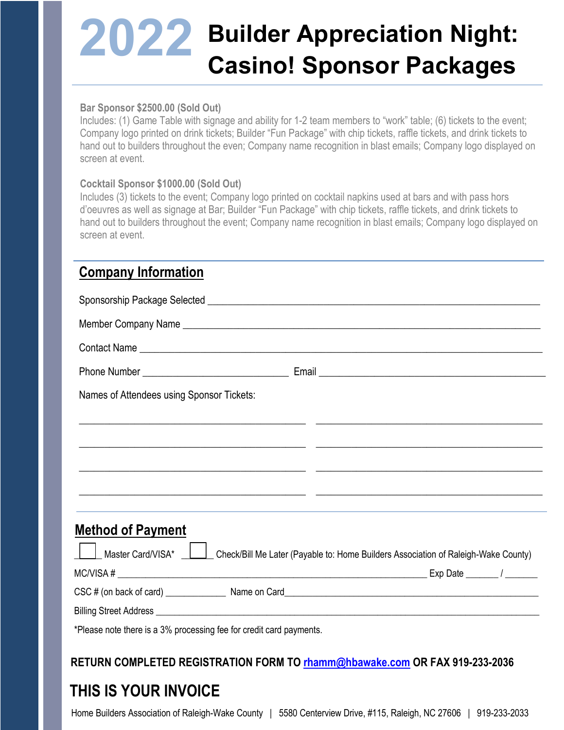# 2022 Builder Appreciation Night: Casino! Sponsor Packages

**Bar Sponsor $2500.00 (Sold Out)**

Includes: (1) Game Table with signage and ability for 1-2 team members to "work" table; (6) tickets to the event; Company logo printed on drink tickets; Builder "Fun Package" with chip tickets, raffle tickets, and drink tickets to hand out to builders throughout the even; Company name recognition in blast emails; Company logo displayed on screen at event.

**Cocktail Sponsor $1000.00 (Sold Out)**

Includes (3) tickets to the event; Company logo printed on cocktail napkins used at bars and with pass hors d'oeuvres as well as signage at Bar; Builder "Fun Package" with chip tickets, raffle tickets, and drink tickets to hand out to builders throughout the event; Company name recognition in blast emails; Company logo displayed on screen at event.

## Company Information

Sponsorship Package Selected ______________________________________________

Member Company Name ______________________________________________

Contact Name ______________________________________________

Phone Number __________________________ Email ________________________________

Names of Attendees using Sponsor Tickets:

______________________________ ______________________________

______________________________ ______________________________

______________________________ ______________________________

______________________________ ______________________________

## Method of Payment

☐ Master Card/VISA* ☐ Check/Bill Me Later (Payable to: Home Builders Association of Raleigh-Wake County)

MC/VISA # ______________________________________________ Exp Date ______ / ______

CSC # (on back of card) ____________ Name on Card ______________________________________

Billing Street Address ______________________________________________

*Please note there is a 3% processing fee for credit card payments.

**RETURN COMPLETED REGISTRATION FORM TO rhamm@hbawake.com OR FAX 919-233-2036**

## THIS IS YOUR INVOICE

Home Builders Association of Raleigh-Wake County | 5580 Centerview Drive, #115, Raleigh, NC 27606 | 919-233-2033